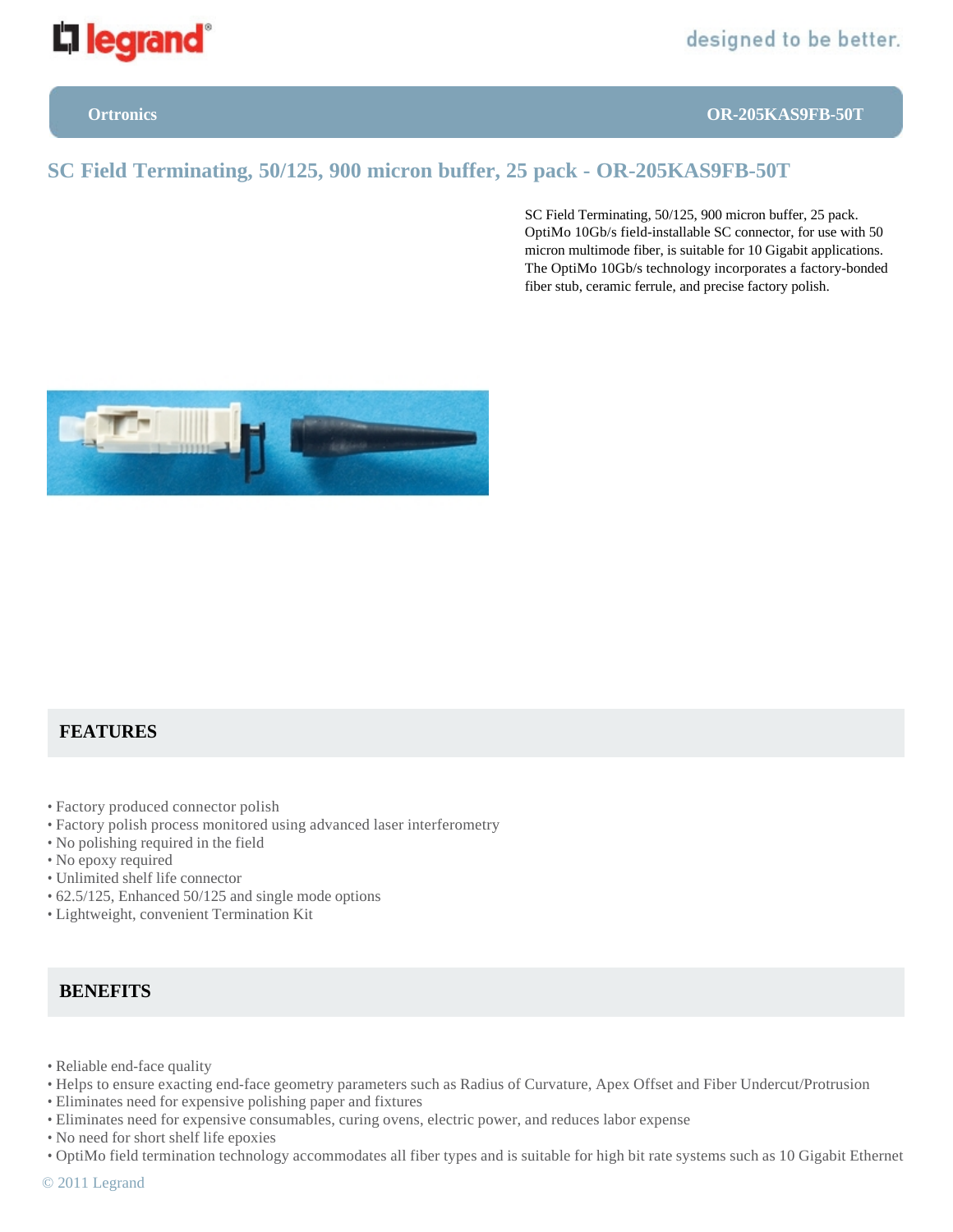Ortronics | OR-205KAS9FB-50T

# SC Field Terminating, 50/125, 900 micron buffer, 25 pack - OR-205KAS9FB-50T

SC Field Terminating, 50/125, 900 micron buffer, 25 pack. OptiMo 10Gb/s field-installable SC connector, for use with 50 micron multimode fiber, is suitable for 10 Gigabit applications. The OptiMo 10Gb/s technology incorporates a factory-bonded fiber stub, ceramic ferrule, and precise factory polish.

## FEATURES

- Factory produced connector polish
- Factory polish process monitored using advanced laser interferometry
- No polishing required in the field
- No epoxy required
- Unlimited shelf life connector
- 62.5/125, Enhanced 50/125 and single mode options
- Lightweight, convenient Termination Kit

## BENEFITS

- Reliable end-face quality
- Helps to ensure exacting end-face geometry parameters such as Radius of Curvature, Apex Offset and Fiber Undercut/Protrusion
- Eliminates need for expensive polishing paper and fixtures
- Eliminates need for expensive consumables, curing ovens, electric power, and reduces labor expense
- No need for short shelf life epoxies
- OptiMo field termination technology accommodates all fiber types and is suitable for high bit rate systems such as 10 Gigabit Ethernet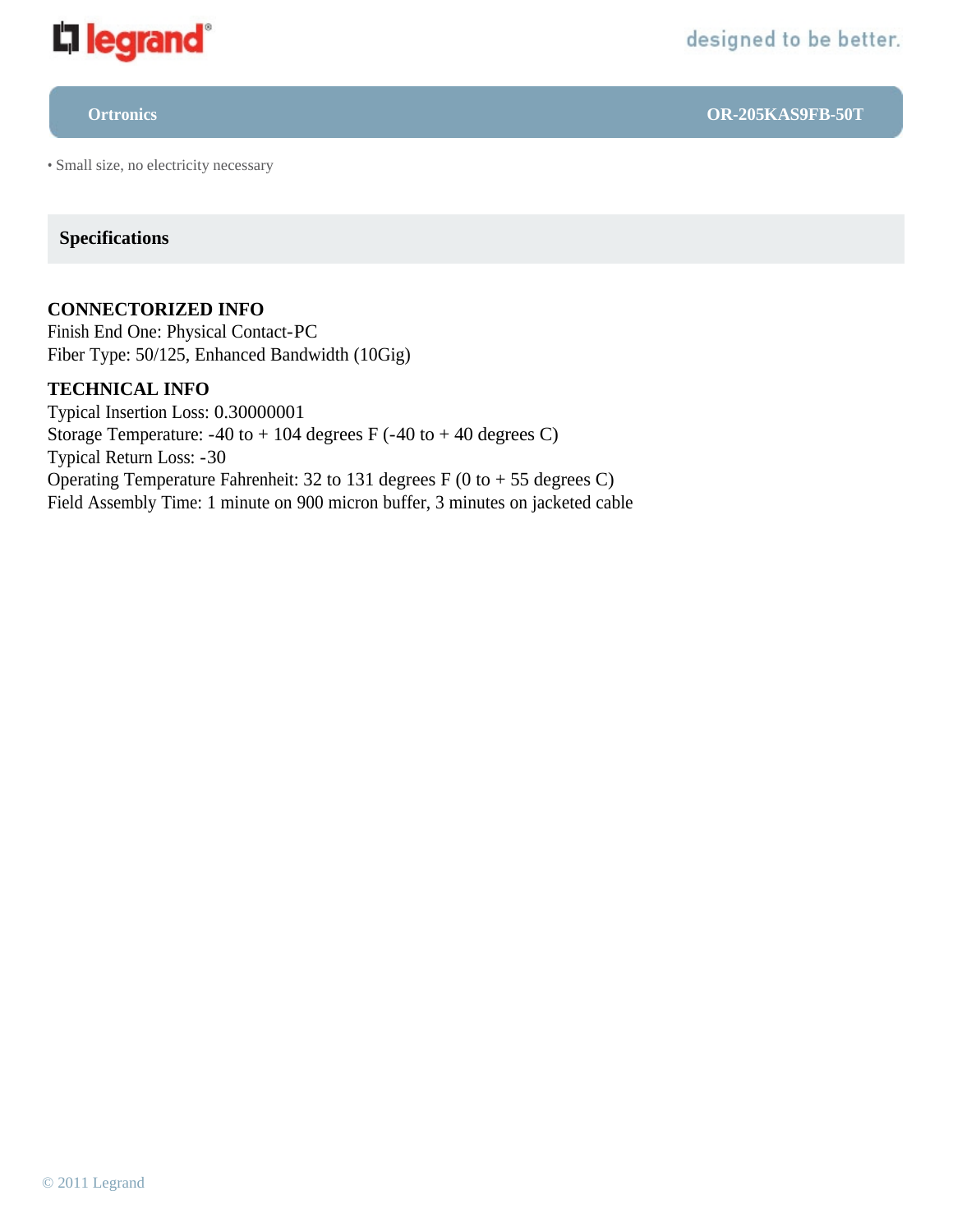| Ortronics | OR-205KAS9FB-50T |
|---|---|

• Small size, no electricity necessary

## Specifications

### CONNECTORIZED INFO

Finish End One: Physical Contact-PC
Fiber Type: 50/125, Enhanced Bandwidth (10Gig)

### TECHNICAL INFO

Typical Insertion Loss: 0.30000001
Storage Temperature: -40 to + 104 degrees F (-40 to + 40 degrees C)
Typical Return Loss: -30
Operating Temperature Fahrenheit: 32 to 131 degrees F (0 to + 55 degrees C)
Field Assembly Time: 1 minute on 900 micron buffer, 3 minutes on jacketed cable